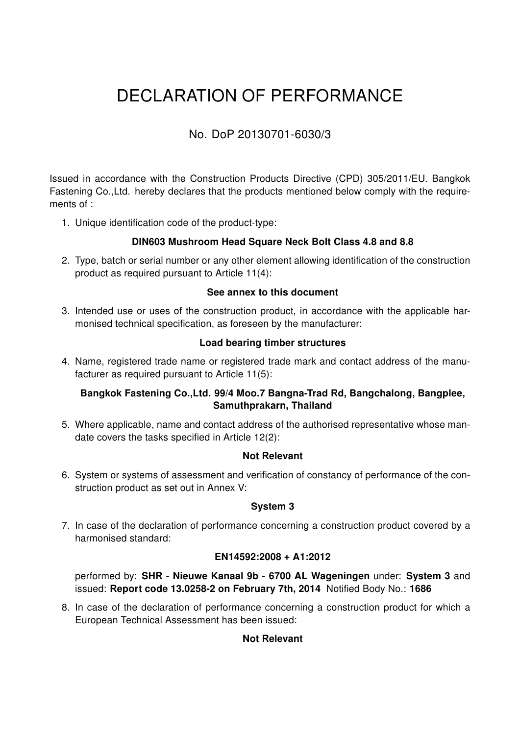# DECLARATION OF PERFORMANCE

No. DoP 20130701-6030/3

Issued in accordance with the Construction Products Directive (CPD) 305/2011/EU. Bangkok Fastening Co.,Ltd. hereby declares that the products mentioned below comply with the requirements of :

1. Unique identification code of the product-type:

   **DIN603 Mushroom Head Square Neck Bolt Class 4.8 and 8.8**

2. Type, batch or serial number or any other element allowing identification of the construction product as required pursuant to Article 11(4):

   **See annex to this document**

3. Intended use or uses of the construction product, in accordance with the applicable harmonised technical specification, as foreseen by the manufacturer:

   **Load bearing timber structures**

4. Name, registered trade name or registered trade mark and contact address of the manufacturer as required pursuant to Article 11(5):

   **Bangkok Fastening Co.,Ltd. 99/4 Moo.7 Bangna-Trad Rd, Bangchalong, Bangplee, Samuthprakarn, Thailand**

5. Where applicable, name and contact address of the authorised representative whose mandate covers the tasks specified in Article 12(2):

   **Not Relevant**

6. System or systems of assessment and verification of constancy of performance of the construction product as set out in Annex V:

   **System 3**

7. In case of the declaration of performance concerning a construction product covered by a harmonised standard:

   **EN14592:2008 + A1:2012**

   performed by: **SHR - Nieuwe Kanaal 9b - 6700 AL Wageningen** under: **System 3** and issued: **Report code 13.0258-2 on February 7th, 2014** Notified Body No.: **1686**

8. In case of the declaration of performance concerning a construction product for which a European Technical Assessment has been issued:

   **Not Relevant**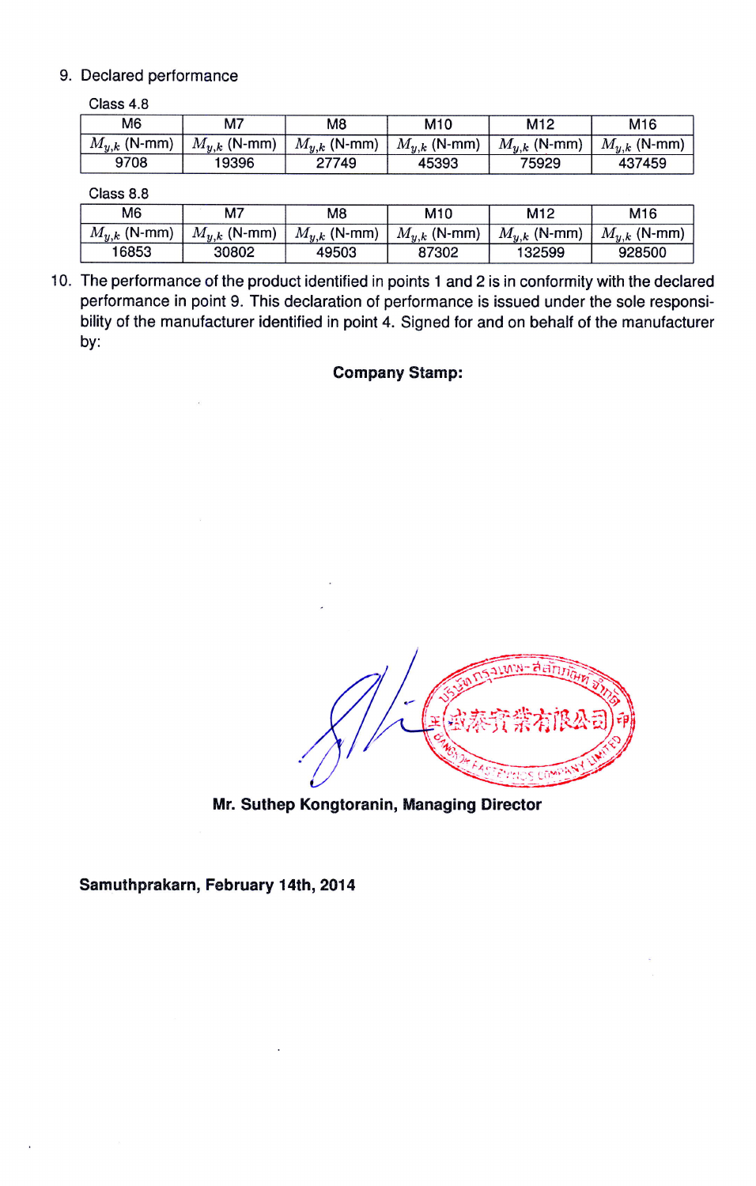9. Declared performance

Class 4.8

| M6 | M7 | M8 | M10 | M12 | M16 |
|---|---|---|---|---|---|
| $M_{y,k}$ (N-mm) | $M_{y,k}$ (N-mm) | $M_{y,k}$ (N-mm) | $M_{y,k}$ (N-mm) | $M_{y,k}$ (N-mm) | $M_{y,k}$ (N-mm) |
| 9708 | 19396 | 27749 | 45393 | 75929 | 437459 |

Class 8.8

| M6 | M7 | M8 | M10 | M12 | M16 |
|---|---|---|---|---|---|
| $M_{y,k}$ (N-mm) | $M_{y,k}$ (N-mm) | $M_{y,k}$ (N-mm) | $M_{y,k}$ (N-mm) | $M_{y,k}$ (N-mm) | $M_{y,k}$ (N-mm) |
| 16853 | 30802 | 49503 | 87302 | 132599 | 928500 |

10. The performance of the product identified in points 1 and 2 is in conformity with the declared performance in point 9. This declaration of performance is issued under the sole responsibility of the manufacturer identified in point 4. Signed for and on behalf of the manufacturer by:

**Company Stamp:**

**Mr. Suthep Kongtoranin, Managing Director**

**Samuthprakarn, February 14th, 2014**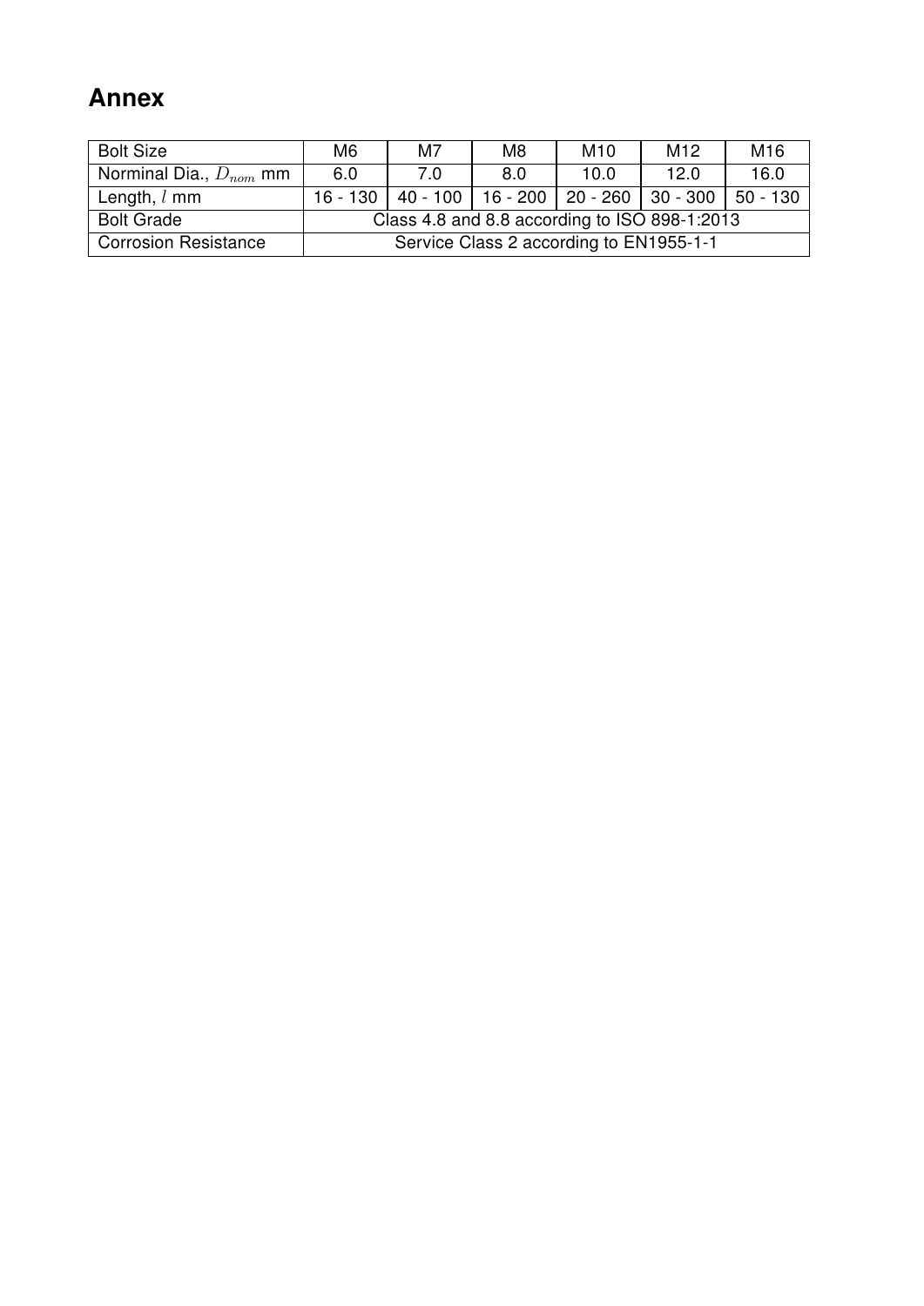# Annex

| Bolt Size | M6 | M7 | M8 | M10 | M12 | M16 |
|---|---|---|---|---|---|---|
| Norminal Dia., $D_{nom}$ mm | 6.0 | 7.0 | 8.0 | 10.0 | 12.0 | 16.0 |
| Length, $l$ mm | 16 - 130 | 40 - 100 | 16 - 200 | 20 - 260 | 30 - 300 | 50 - 130 |
| Bolt Grade | Class 4.8 and 8.8 according to ISO 898-1:2013 | | | | | |
| Corrosion Resistance | Service Class 2 according to EN1955-1-1 | | | | | |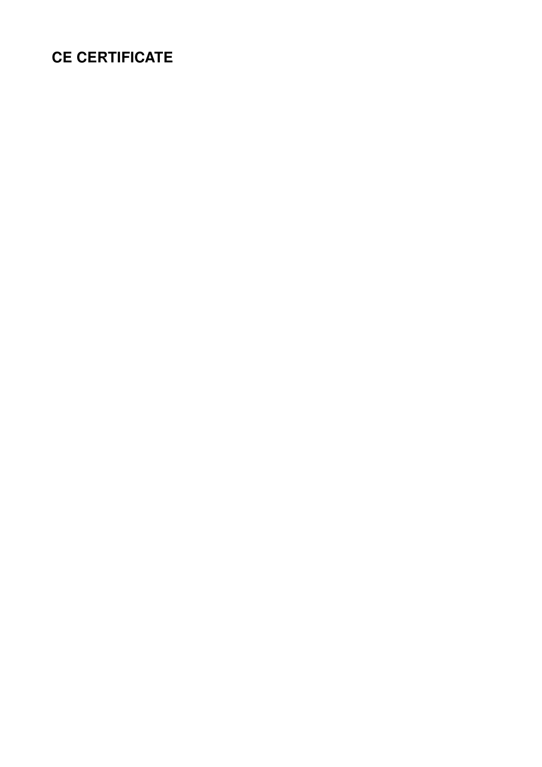## CE CERTIFICATE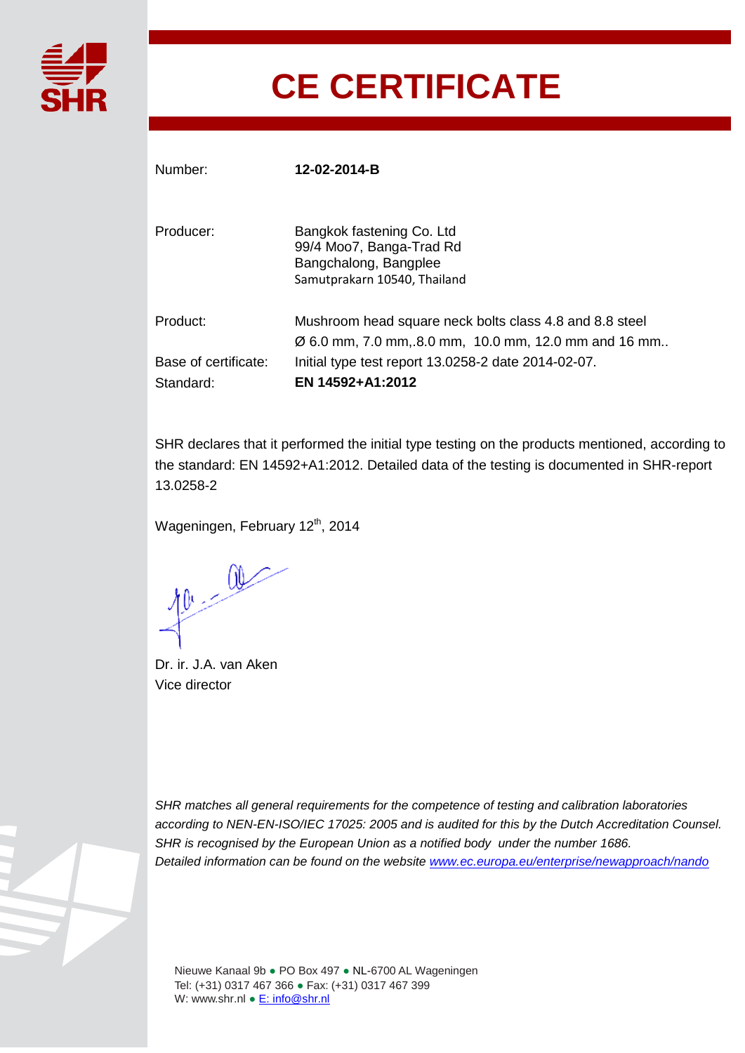SHR

# CE CERTIFICATE

| | |
|---|---|
| Number: | **12-02-2014-B** |
| Producer: | Bangkok fastening Co. Ltd<br>99/4 Moo7, Banga-Trad Rd<br>Bangchalong, Bangplee<br>Samutprakarn 10540, Thailand |
| Product: | Mushroom head square neck bolts class 4.8 and 8.8 steel<br>Ø 6.0 mm, 7.0 mm,.8.0 mm, 10.0 mm, 12.0 mm and 16 mm.. |
| Base of certificate: | Initial type test report 13.0258-2 date 2014-02-07. |
| Standard: | **EN 14592+A1:2012** |

SHR declares that it performed the initial type testing on the products mentioned, according to the standard: EN 14592+A1:2012. Detailed data of the testing is documented in SHR-report 13.0258-2

Wageningen, February 12th, 2014

Dr. ir. J.A. van Aken
Vice director

*SHR matches all general requirements for the competence of testing and calibration laboratories according to NEN-EN-ISO/IEC 17025: 2005 and is audited for this by the Dutch Accreditation Counsel. SHR is recognised by the European Union as a notified body under the number 1686. Detailed information can be found on the website [www.ec.europa.eu/enterprise/newapproach/nando](www.ec.europa.eu/enterprise/newapproach/nando)*

Nieuwe Kanaal 9b ● PO Box 497 ● NL-6700 AL Wageningen
Tel: (+31) 0317 467 366 ● Fax: (+31) 0317 467 399
W: www.shr.nl ● E: info@shr.nl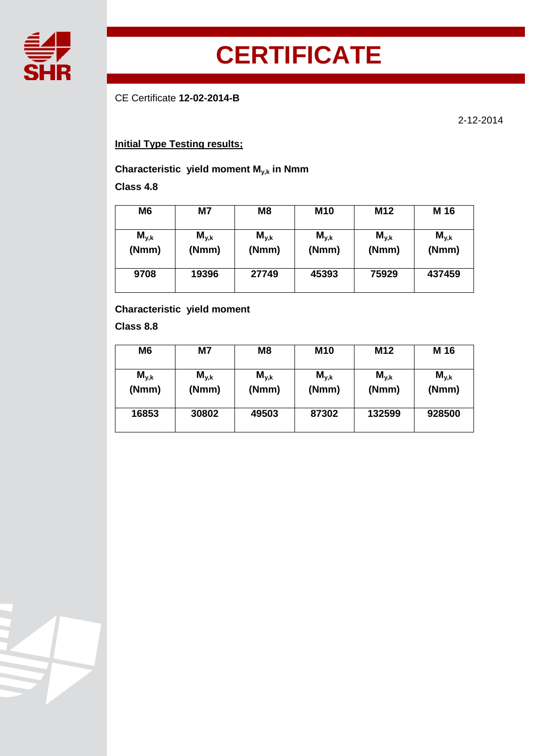# CERTIFICATE

CE Certificate **12-02-2014-B**

2-12-2014

**Initial Type Testing results;**

**Characteristic yield moment $M_{y,k}$ in Nmm**

**Class 4.8**

| M6 | M7 | M8 | M10 | M12 | M 16 |
|---|---|---|---|---|---|
| $M_{y,k}$ (Nmm) | $M_{y,k}$ (Nmm) | $M_{y,k}$ (Nmm) | $M_{y,k}$ (Nmm) | $M_{y,k}$ (Nmm) | $M_{y,k}$ (Nmm) |
| 9708 | 19396 | 27749 | 45393 | 75929 | 437459 |

**Characteristic yield moment**

**Class 8.8**

| M6 | M7 | M8 | M10 | M12 | M 16 |
|---|---|---|---|---|---|
| $M_{y,k}$ (Nmm) | $M_{y,k}$ (Nmm) | $M_{y,k}$ (Nmm) | $M_{y,k}$ (Nmm) | $M_{y,k}$ (Nmm) | $M_{y,k}$ (Nmm) |
| 16853 | 30802 | 49503 | 87302 | 132599 | 928500 |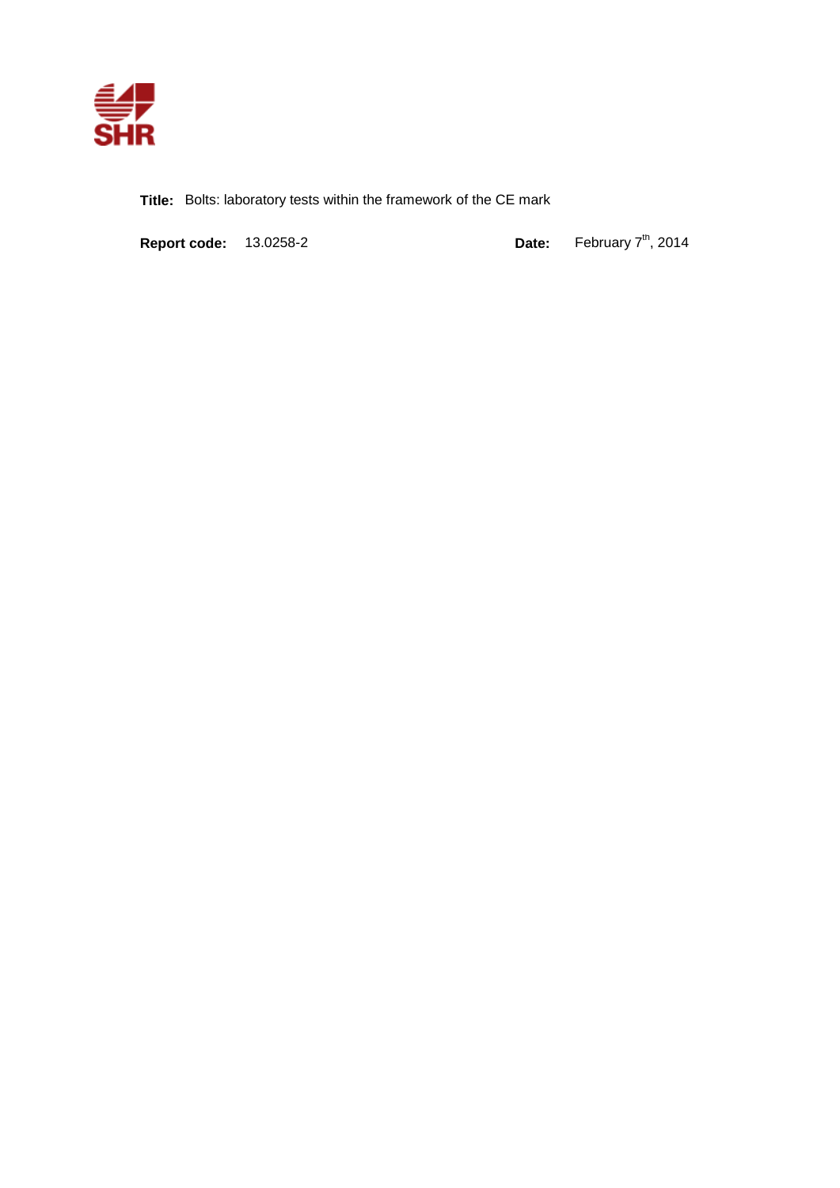**Title:** Bolts: laboratory tests within the framework of the CE mark

**Report code:** 13.0258-2 **Date:** February 7th, 2014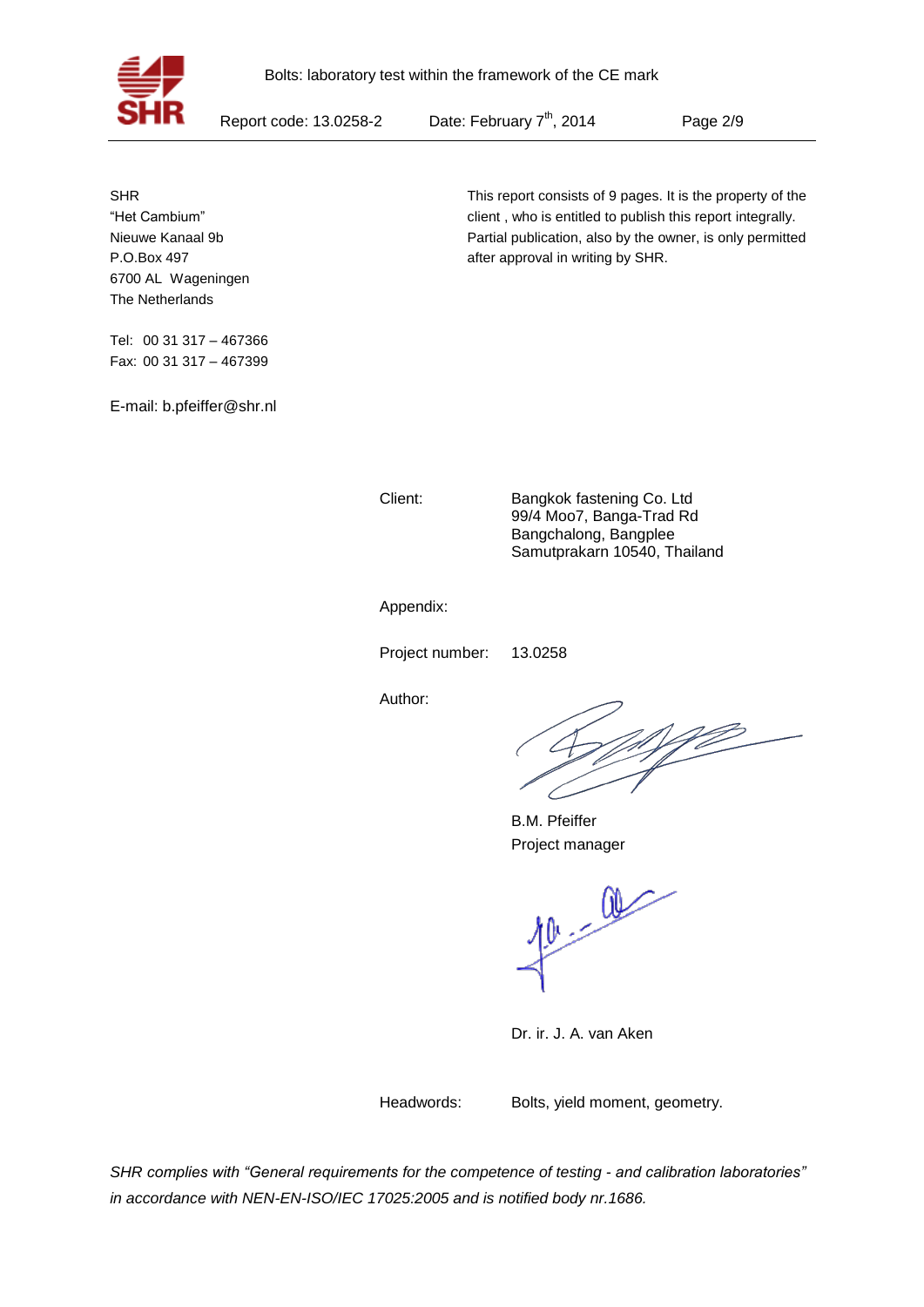SHR
"Het Cambium"
Nieuwe Kanaal 9b
P.O.Box 497
6700 AL Wageningen
The Netherlands

Tel: 00 31 317 – 467366
Fax: 00 31 317 – 467399

E-mail: b.pfeiffer@shr.nl

This report consists of 9 pages. It is the property of the client , who is entitled to publish this report integrally. Partial publication, also by the owner, is only permitted after approval in writing by SHR.

Client: Bangkok fastening Co. Ltd
99/4 Moo7, Banga-Trad Rd
Bangchalong, Bangplee
Samutprakarn 10540, Thailand

Appendix:

Project number: 13.0258

Author:

B.M. Pfeiffer
Project manager

Dr. ir. J. A. van Aken

Headwords: Bolts, yield moment, geometry.

*SHR complies with "General requirements for the competence of testing - and calibration laboratories" in accordance with NEN-EN-ISO/IEC 17025:2005 and is notified body nr.1686.*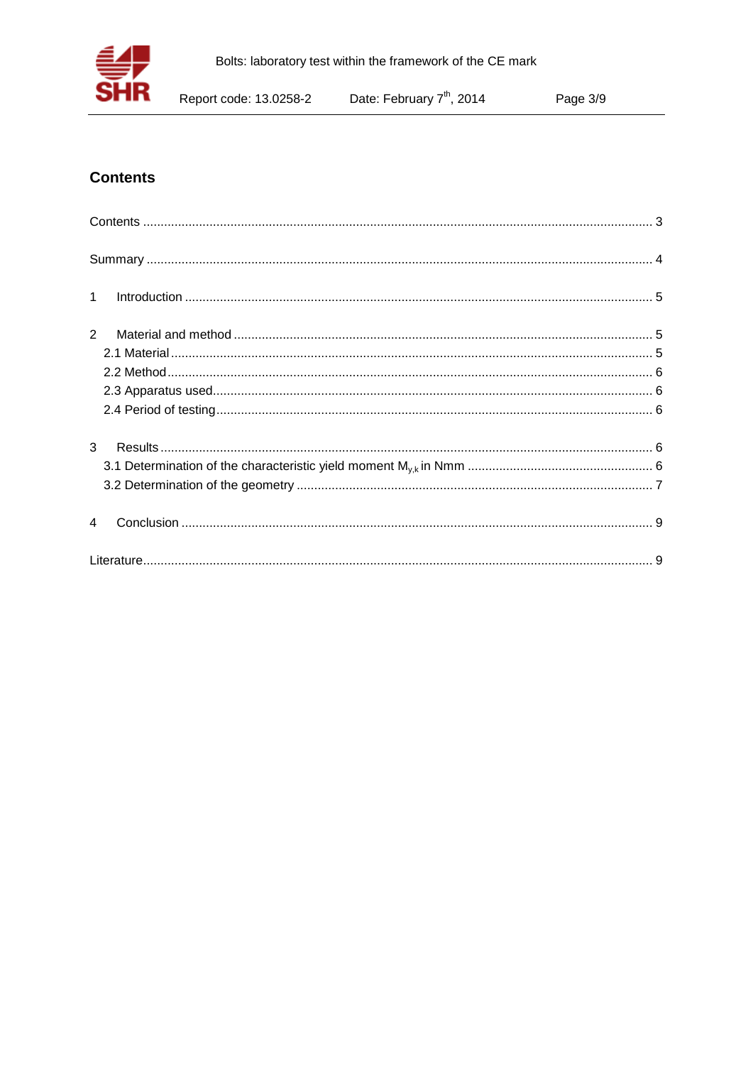## Contents

Contents ................................................................................................................................. 3

Summary ................................................................................................................................ 4

1 Introduction ......................................................................................................................... 5

2 Material and method ........................................................................................................... 5
- 2.1 Material ........................................................................................................................... 5
- 2.2 Method ............................................................................................................................ 6
- 2.3 Apparatus used ............................................................................................................... 6
- 2.4 Period of testing .............................................................................................................. 6

3 Results ................................................................................................................................ 6
- 3.1 Determination of the characteristic yield moment $M_{y,k}$ in Nmm .................................................... 6
- 3.2 Determination of the geometry ....................................................................................... 7

4 Conclusion .......................................................................................................................... 9

Literature ................................................................................................................................ 9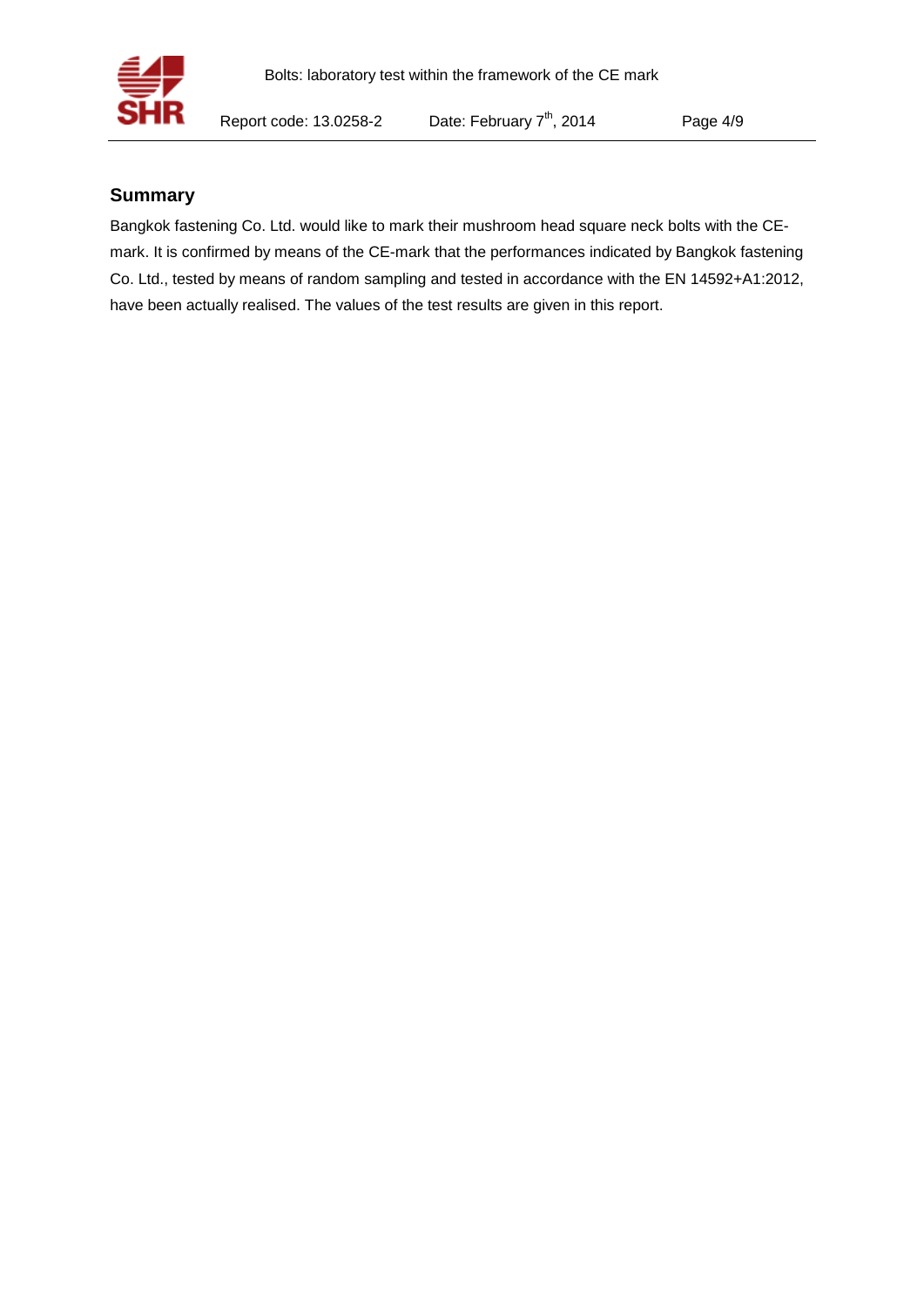## Summary

Bangkok fastening Co. Ltd. would like to mark their mushroom head square neck bolts with the CE-mark. It is confirmed by means of the CE-mark that the performances indicated by Bangkok fastening Co. Ltd., tested by means of random sampling and tested in accordance with the EN 14592+A1:2012, have been actually realised. The values of the test results are given in this report.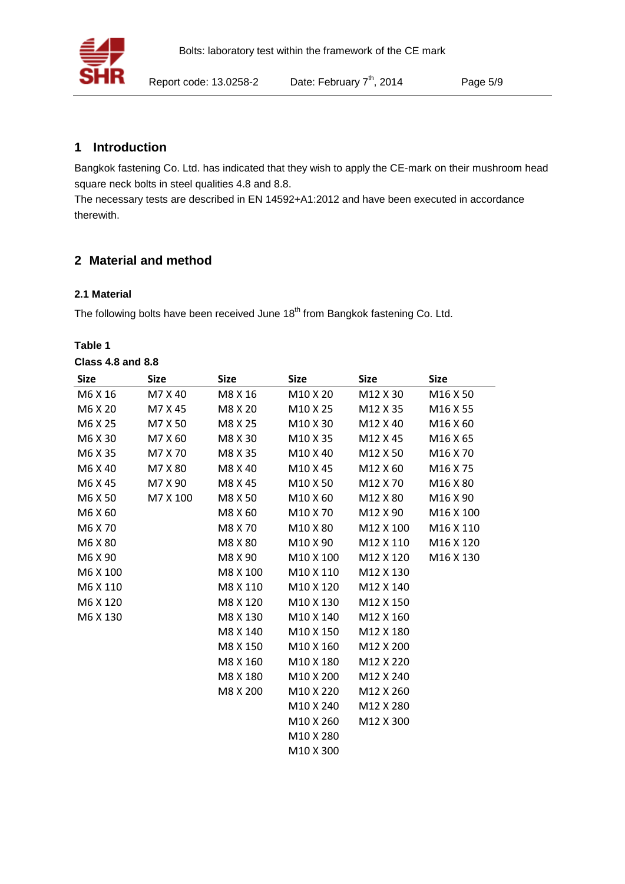## 1 Introduction

Bangkok fastening Co. Ltd. has indicated that they wish to apply the CE-mark on their mushroom head square neck bolts in steel qualities 4.8 and 8.8.
The necessary tests are described in EN 14592+A1:2012 and have been executed in accordance therewith.

## 2 Material and method

### 2.1 Material

The following bolts have been received June 18th from Bangkok fastening Co. Ltd.

**Table 1**
**Class 4.8 and 8.8**

| Size | Size | Size | Size | Size | Size |
|---|---|---|---|---|---|
| M6 X 16 | M7 X 40 | M8 X 16 | M10 X 20 | M12 X 30 | M16 X 50 |
| M6 X 20 | M7 X 45 | M8 X 20 | M10 X 25 | M12 X 35 | M16 X 55 |
| M6 X 25 | M7 X 50 | M8 X 25 | M10 X 30 | M12 X 40 | M16 X 60 |
| M6 X 30 | M7 X 60 | M8 X 30 | M10 X 35 | M12 X 45 | M16 X 65 |
| M6 X 35 | M7 X 70 | M8 X 35 | M10 X 40 | M12 X 50 | M16 X 70 |
| M6 X 40 | M7 X 80 | M8 X 40 | M10 X 45 | M12 X 60 | M16 X 75 |
| M6 X 45 | M7 X 90 | M8 X 45 | M10 X 50 | M12 X 70 | M16 X 80 |
| M6 X 50 | M7 X 100 | M8 X 50 | M10 X 60 | M12 X 80 | M16 X 90 |
| M6 X 60 | | M8 X 60 | M10 X 70 | M12 X 90 | M16 X 100 |
| M6 X 70 | | M8 X 70 | M10 X 80 | M12 X 100 | M16 X 110 |
| M6 X 80 | | M8 X 80 | M10 X 90 | M12 X 110 | M16 X 120 |
| M6 X 90 | | M8 X 90 | M10 X 100 | M12 X 120 | M16 X 130 |
| M6 X 100 | | M8 X 100 | M10 X 110 | M12 X 130 | |
| M6 X 110 | | M8 X 110 | M10 X 120 | M12 X 140 | |
| M6 X 120 | | M8 X 120 | M10 X 130 | M12 X 150 | |
| M6 X 130 | | M8 X 130 | M10 X 140 | M12 X 160 | |
| | | M8 X 140 | M10 X 150 | M12 X 180 | |
| | | M8 X 150 | M10 X 160 | M12 X 200 | |
| | | M8 X 160 | M10 X 180 | M12 X 220 | |
| | | M8 X 180 | M10 X 200 | M12 X 240 | |
| | | M8 X 200 | M10 X 220 | M12 X 260 | |
| | | | M10 X 240 | M12 X 280 | |
| | | | M10 X 260 | M12 X 300 | |
| | | | M10 X 280 | | |
| | | | M10 X 300 | | |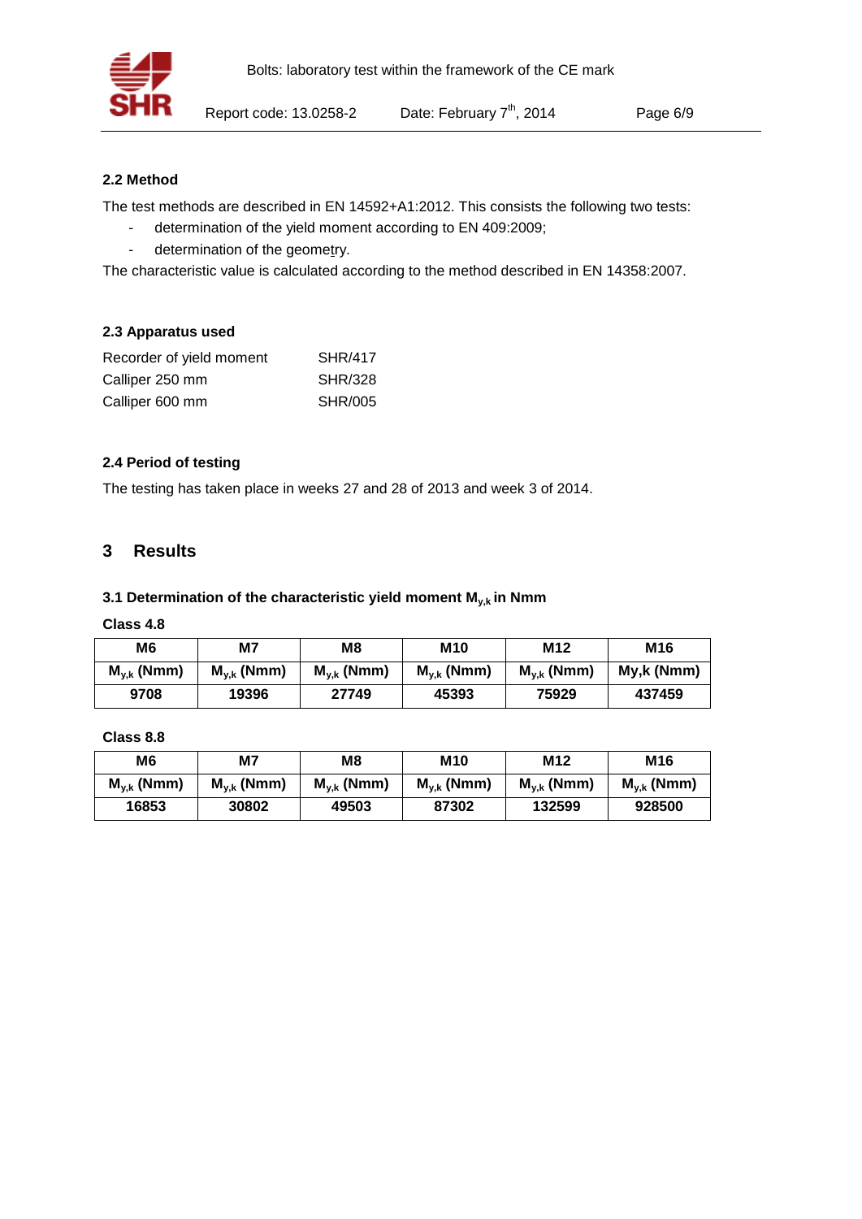### 2.2 Method

The test methods are described in EN 14592+A1:2012. This consists the following two tests:

- determination of the yield moment according to EN 409:2009;
- determination of the geometry.

The characteristic value is calculated according to the method described in EN 14358:2007.

### 2.3 Apparatus used

| | |
|---|---|
| Recorder of yield moment | SHR/417 |
| Calliper 250 mm | SHR/328 |
| Calliper 600 mm | SHR/005 |

### 2.4 Period of testing

The testing has taken place in weeks 27 and 28 of 2013 and week 3 of 2014.

## 3 Results

### 3.1 Determination of the characteristic yield moment $M_{y,k}$ in Nmm

**Class 4.8**

| M6 | M7 | M8 | M10 | M12 | M16 |
|---|---|---|---|---|---|
| $M_{y,k}$ (Nmm) | $M_{y,k}$ (Nmm) | $M_{y,k}$ (Nmm) | $M_{y,k}$ (Nmm) | $M_{y,k}$ (Nmm) | My,k (Nmm) |
| 9708 | 19396 | 27749 | 45393 | 75929 | 437459 |

**Class 8.8**

| M6 | M7 | M8 | M10 | M12 | M16 |
|---|---|---|---|---|---|
| $M_{y,k}$ (Nmm) | $M_{y,k}$ (Nmm) | $M_{y,k}$ (Nmm) | $M_{y,k}$ (Nmm) | $M_{y,k}$ (Nmm) | $M_{y,k}$ (Nmm) |
| 16853 | 30802 | 49503 | 87302 | 132599 | 928500 |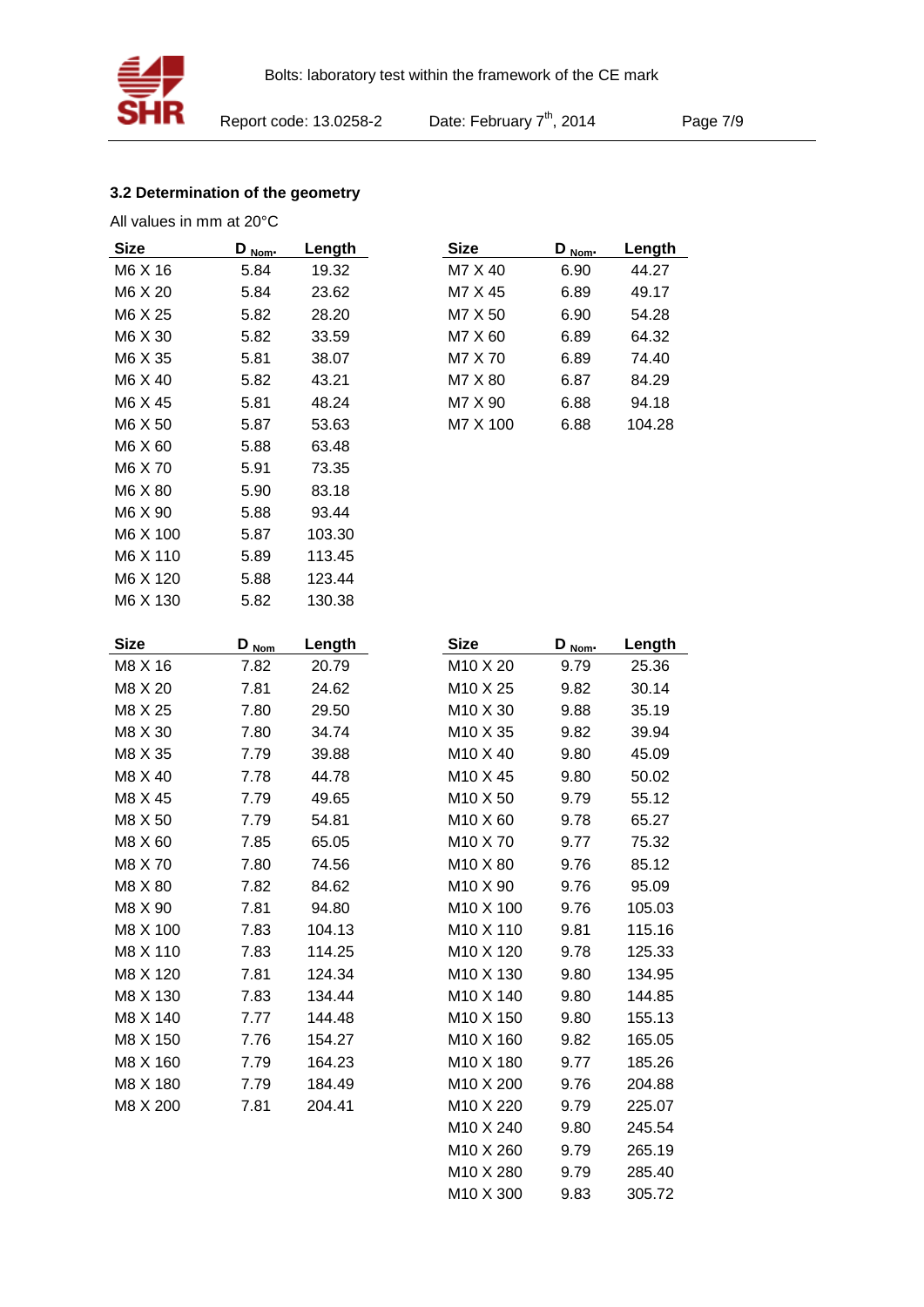### 3.2 Determination of the geometry

All values in mm at 20°C

| Size | $D_{Nom.}$ | Length |
|---|---|---|
| M6 X 16 | 5.84 | 19.32 |
| M6 X 20 | 5.84 | 23.62 |
| M6 X 25 | 5.82 | 28.20 |
| M6 X 30 | 5.82 | 33.59 |
| M6 X 35 | 5.81 | 38.07 |
| M6 X 40 | 5.82 | 43.21 |
| M6 X 45 | 5.81 | 48.24 |
| M6 X 50 | 5.87 | 53.63 |
| M6 X 60 | 5.88 | 63.48 |
| M6 X 70 | 5.91 | 73.35 |
| M6 X 80 | 5.90 | 83.18 |
| M6 X 90 | 5.88 | 93.44 |
| M6 X 100 | 5.87 | 103.30 |
| M6 X 110 | 5.89 | 113.45 |
| M6 X 120 | 5.88 | 123.44 |
| M6 X 130 | 5.82 | 130.38 |

| Size | $D_{Nom.}$ | Length |
|---|---|---|
| M7 X 40 | 6.90 | 44.27 |
| M7 X 45 | 6.89 | 49.17 |
| M7 X 50 | 6.90 | 54.28 |
| M7 X 60 | 6.89 | 64.32 |
| M7 X 70 | 6.89 | 74.40 |
| M7 X 80 | 6.87 | 84.29 |
| M7 X 90 | 6.88 | 94.18 |
| M7 X 100 | 6.88 | 104.28 |

| Size | $D_{Nom}$ | Length |
|---|---|---|
| M8 X 16 | 7.82 | 20.79 |
| M8 X 20 | 7.81 | 24.62 |
| M8 X 25 | 7.80 | 29.50 |
| M8 X 30 | 7.80 | 34.74 |
| M8 X 35 | 7.79 | 39.88 |
| M8 X 40 | 7.78 | 44.78 |
| M8 X 45 | 7.79 | 49.65 |
| M8 X 50 | 7.79 | 54.81 |
| M8 X 60 | 7.85 | 65.05 |
| M8 X 70 | 7.80 | 74.56 |
| M8 X 80 | 7.82 | 84.62 |
| M8 X 90 | 7.81 | 94.80 |
| M8 X 100 | 7.83 | 104.13 |
| M8 X 110 | 7.83 | 114.25 |
| M8 X 120 | 7.81 | 124.34 |
| M8 X 130 | 7.83 | 134.44 |
| M8 X 140 | 7.77 | 144.48 |
| M8 X 150 | 7.76 | 154.27 |
| M8 X 160 | 7.79 | 164.23 |
| M8 X 180 | 7.79 | 184.49 |
| M8 X 200 | 7.81 | 204.41 |

| Size | $D_{Nom.}$ | Length |
|---|---|---|
| M10 X 20 | 9.79 | 25.36 |
| M10 X 25 | 9.82 | 30.14 |
| M10 X 30 | 9.88 | 35.19 |
| M10 X 35 | 9.82 | 39.94 |
| M10 X 40 | 9.80 | 45.09 |
| M10 X 45 | 9.80 | 50.02 |
| M10 X 50 | 9.79 | 55.12 |
| M10 X 60 | 9.78 | 65.27 |
| M10 X 70 | 9.77 | 75.32 |
| M10 X 80 | 9.76 | 85.12 |
| M10 X 90 | 9.76 | 95.09 |
| M10 X 100 | 9.76 | 105.03 |
| M10 X 110 | 9.81 | 115.16 |
| M10 X 120 | 9.78 | 125.33 |
| M10 X 130 | 9.80 | 134.95 |
| M10 X 140 | 9.80 | 144.85 |
| M10 X 150 | 9.80 | 155.13 |
| M10 X 160 | 9.82 | 165.05 |
| M10 X 180 | 9.77 | 185.26 |
| M10 X 200 | 9.76 | 204.88 |
| M10 X 220 | 9.79 | 225.07 |
| M10 X 240 | 9.80 | 245.54 |
| M10 X 260 | 9.79 | 265.19 |
| M10 X 280 | 9.79 | 285.40 |
| M10 X 300 | 9.83 | 305.72 |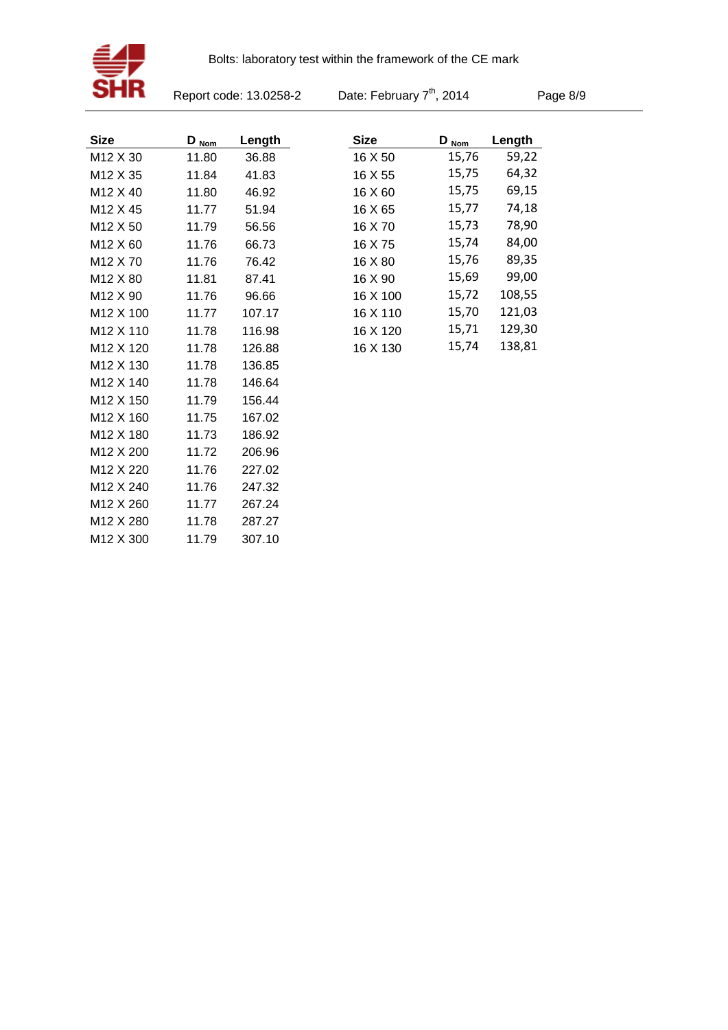| Size | $D_{Nom}$ | Length |
|---|---|---|
| M12 X 30 | 11.80 | 36.88 |
| M12 X 35 | 11.84 | 41.83 |
| M12 X 40 | 11.80 | 46.92 |
| M12 X 45 | 11.77 | 51.94 |
| M12 X 50 | 11.79 | 56.56 |
| M12 X 60 | 11.76 | 66.73 |
| M12 X 70 | 11.76 | 76.42 |
| M12 X 80 | 11.81 | 87.41 |
| M12 X 90 | 11.76 | 96.66 |
| M12 X 100 | 11.77 | 107.17 |
| M12 X 110 | 11.78 | 116.98 |
| M12 X 120 | 11.78 | 126.88 |
| M12 X 130 | 11.78 | 136.85 |
| M12 X 140 | 11.78 | 146.64 |
| M12 X 150 | 11.79 | 156.44 |
| M12 X 160 | 11.75 | 167.02 |
| M12 X 180 | 11.73 | 186.92 |
| M12 X 200 | 11.72 | 206.96 |
| M12 X 220 | 11.76 | 227.02 |
| M12 X 240 | 11.76 | 247.32 |
| M12 X 260 | 11.77 | 267.24 |
| M12 X 280 | 11.78 | 287.27 |
| M12 X 300 | 11.79 | 307.10 |

| Size | $D_{Nom}$ | Length |
|---|---|---|
| 16 X 50 | 15,76 | 59,22 |
| 16 X 55 | 15,75 | 64,32 |
| 16 X 60 | 15,75 | 69,15 |
| 16 X 65 | 15,77 | 74,18 |
| 16 X 70 | 15,73 | 78,90 |
| 16 X 75 | 15,74 | 84,00 |
| 16 X 80 | 15,76 | 89,35 |
| 16 X 90 | 15,69 | 99,00 |
| 16 X 100 | 15,72 | 108,55 |
| 16 X 110 | 15,70 | 121,03 |
| 16 X 120 | 15,71 | 129,30 |
| 16 X 130 | 15,74 | 138,81 |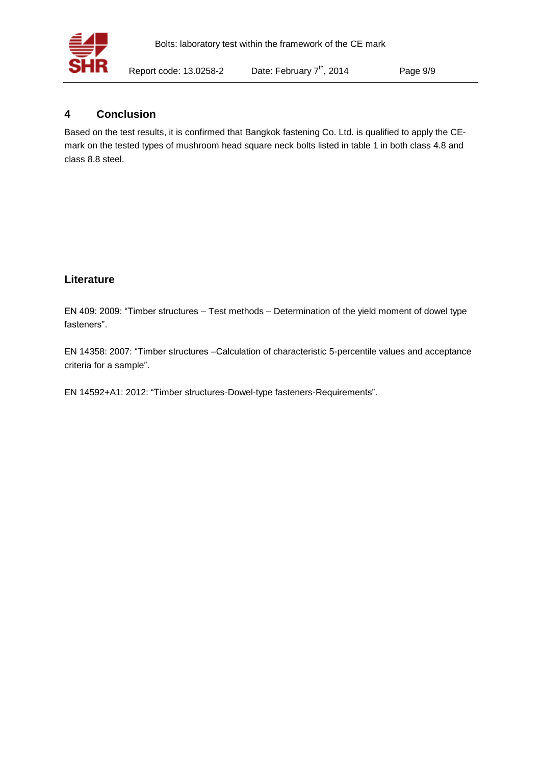## 4 Conclusion

Based on the test results, it is confirmed that Bangkok fastening Co. Ltd. is qualified to apply the CE-mark on the tested types of mushroom head square neck bolts listed in table 1 in both class 4.8 and class 8.8 steel.

## Literature

EN 409: 2009: “Timber structures – Test methods – Determination of the yield moment of dowel type fasteners”.

EN 14358: 2007: “Timber structures –Calculation of characteristic 5-percentile values and acceptance criteria for a sample”.

EN 14592+A1: 2012: “Timber structures-Dowel-type fasteners-Requirements”.